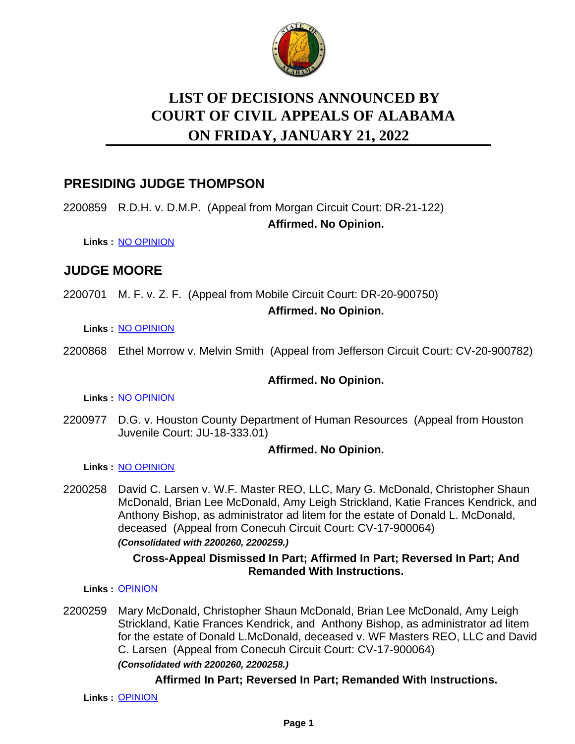# LIST OF DECISIONS ANNOUNCED BY COURT OF CIVIL APPEALS OF ALABAMA ON FRIDAY, JANUARY 21, 2022

## PRESIDING JUDGE THOMPSON

2200859 R.D.H. v. D.M.P. (Appeal from Morgan Circuit Court: DR-21-122)

**Affirmed. No Opinion.**

**Links :** NO OPINION

## JUDGE MOORE

2200701 M. F. v. Z. F. (Appeal from Mobile Circuit Court: DR-20-900750)

**Affirmed. No Opinion.**

**Links :** NO OPINION

2200868 Ethel Morrow v. Melvin Smith (Appeal from Jefferson Circuit Court: CV-20-900782)

**Affirmed. No Opinion.**

**Links :** NO OPINION

2200977 D.G. v. Houston County Department of Human Resources (Appeal from Houston Juvenile Court: JU-18-333.01)

**Affirmed. No Opinion.**

**Links :** NO OPINION

2200258 David C. Larsen v. W.F. Master REO, LLC, Mary G. McDonald, Christopher Shaun McDonald, Brian Lee McDonald, Amy Leigh Strickland, Katie Frances Kendrick, and Anthony Bishop, as administrator ad litem for the estate of Donald L. McDonald, deceased (Appeal from Conecuh Circuit Court: CV-17-900064)
***(Consolidated with 2200260, 2200259.)***

**Cross-Appeal Dismissed In Part; Affirmed In Part; Reversed In Part; And Remanded With Instructions.**

**Links :** OPINION

2200259 Mary McDonald, Christopher Shaun McDonald, Brian Lee McDonald, Amy Leigh Strickland, Katie Frances Kendrick, and Anthony Bishop, as administrator ad litem for the estate of Donald L.McDonald, deceased v. WF Masters REO, LLC and David C. Larsen (Appeal from Conecuh Circuit Court: CV-17-900064)
***(Consolidated with 2200260, 2200258.)***

**Affirmed In Part; Reversed In Part; Remanded With Instructions.**

**Links :** OPINION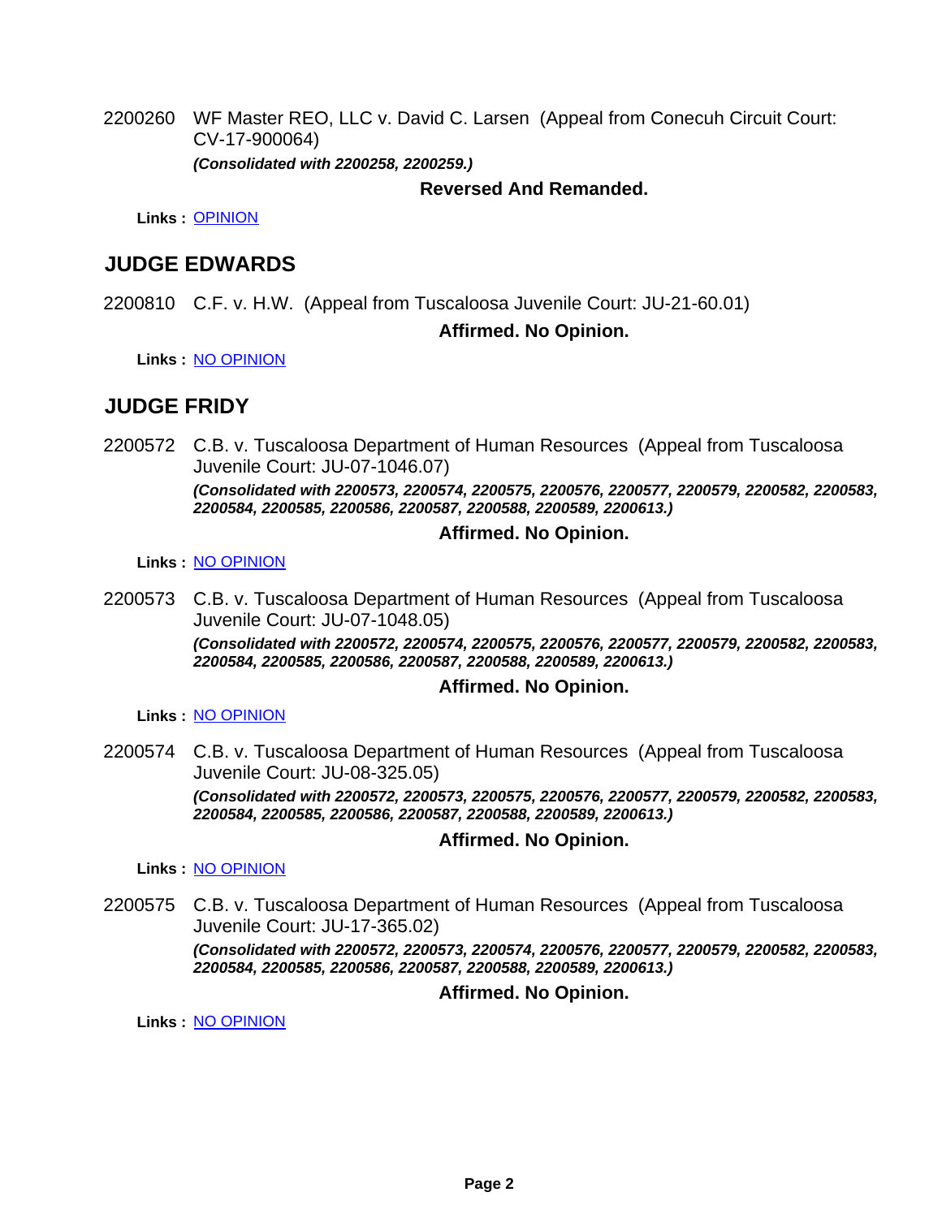2200260 WF Master REO, LLC v. David C. Larsen (Appeal from Conecuh Circuit Court: CV-17-900064)

***(Consolidated with 2200258, 2200259.)***

**Reversed And Remanded.**

**Links :** [OPINION]

## JUDGE EDWARDS

2200810 C.F. v. H.W. (Appeal from Tuscaloosa Juvenile Court: JU-21-60.01)

**Affirmed. No Opinion.**

**Links :** [NO OPINION]

## JUDGE FRIDY

2200572 C.B. v. Tuscaloosa Department of Human Resources (Appeal from Tuscaloosa Juvenile Court: JU-07-1046.07)

***(Consolidated with 2200573, 2200574, 2200575, 2200576, 2200577, 2200579, 2200582, 2200583, 2200584, 2200585, 2200586, 2200587, 2200588, 2200589, 2200613.)***

**Affirmed. No Opinion.**

**Links :** [NO OPINION]

2200573 C.B. v. Tuscaloosa Department of Human Resources (Appeal from Tuscaloosa Juvenile Court: JU-07-1048.05)

***(Consolidated with 2200572, 2200574, 2200575, 2200576, 2200577, 2200579, 2200582, 2200583, 2200584, 2200585, 2200586, 2200587, 2200588, 2200589, 2200613.)***

**Affirmed. No Opinion.**

**Links :** [NO OPINION]

2200574 C.B. v. Tuscaloosa Department of Human Resources (Appeal from Tuscaloosa Juvenile Court: JU-08-325.05)

***(Consolidated with 2200572, 2200573, 2200575, 2200576, 2200577, 2200579, 2200582, 2200583, 2200584, 2200585, 2200586, 2200587, 2200588, 2200589, 2200613.)***

**Affirmed. No Opinion.**

**Links :** [NO OPINION]

2200575 C.B. v. Tuscaloosa Department of Human Resources (Appeal from Tuscaloosa Juvenile Court: JU-17-365.02)

***(Consolidated with 2200572, 2200573, 2200574, 2200576, 2200577, 2200579, 2200582, 2200583, 2200584, 2200585, 2200586, 2200587, 2200588, 2200589, 2200613.)***

**Affirmed. No Opinion.**

**Links :** [NO OPINION]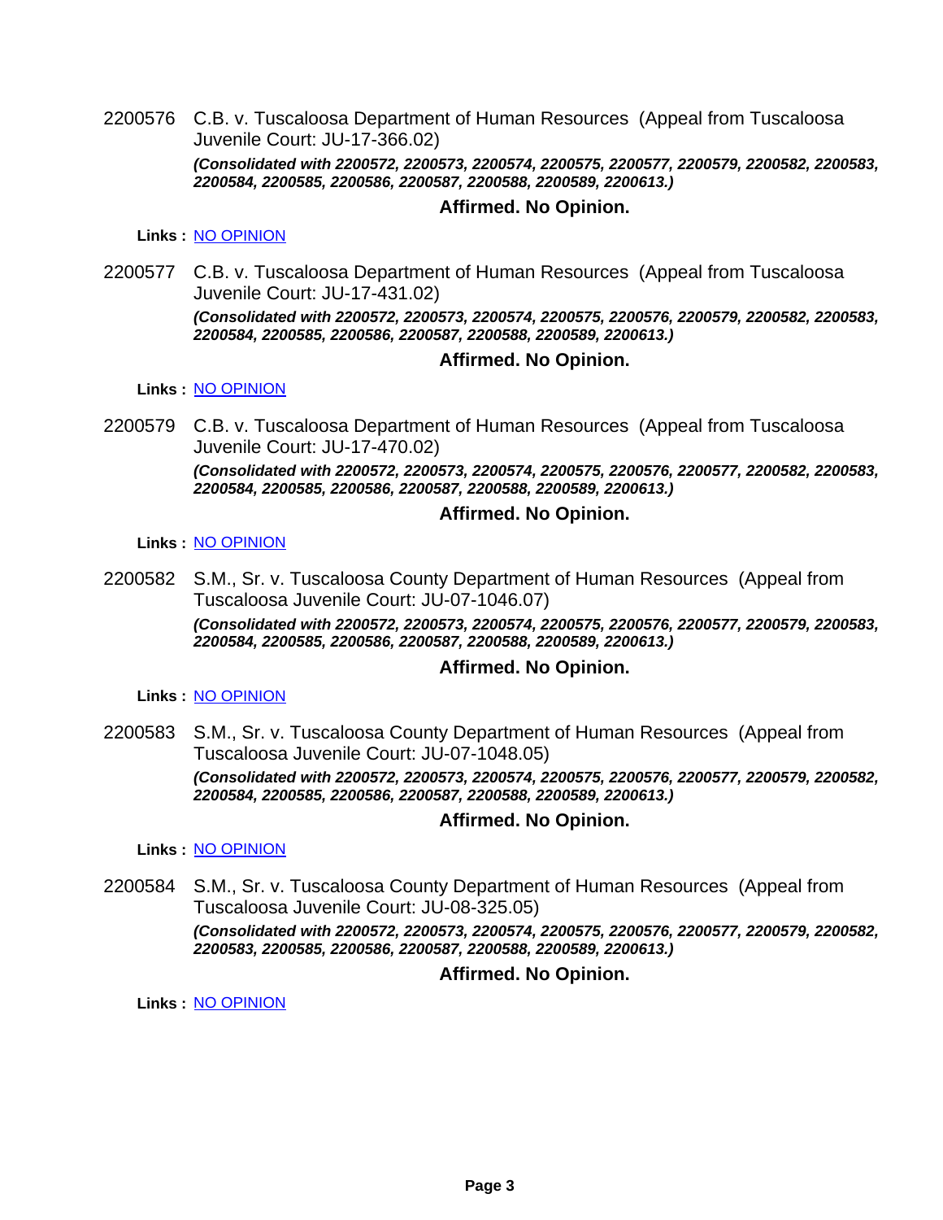2200576 C.B. v. Tuscaloosa Department of Human Resources (Appeal from Tuscaloosa Juvenile Court: JU-17-366.02)

***(Consolidated with 2200572, 2200573, 2200574, 2200575, 2200577, 2200579, 2200582, 2200583, 2200584, 2200585, 2200586, 2200587, 2200588, 2200589, 2200613.)***

**Affirmed. No Opinion.**

**Links :** NO OPINION

2200577 C.B. v. Tuscaloosa Department of Human Resources (Appeal from Tuscaloosa Juvenile Court: JU-17-431.02)

***(Consolidated with 2200572, 2200573, 2200574, 2200575, 2200576, 2200579, 2200582, 2200583, 2200584, 2200585, 2200586, 2200587, 2200588, 2200589, 2200613.)***

**Affirmed. No Opinion.**

**Links :** NO OPINION

2200579 C.B. v. Tuscaloosa Department of Human Resources (Appeal from Tuscaloosa Juvenile Court: JU-17-470.02)

***(Consolidated with 2200572, 2200573, 2200574, 2200575, 2200576, 2200577, 2200582, 2200583, 2200584, 2200585, 2200586, 2200587, 2200588, 2200589, 2200613.)***

**Affirmed. No Opinion.**

**Links :** NO OPINION

2200582 S.M., Sr. v. Tuscaloosa County Department of Human Resources (Appeal from Tuscaloosa Juvenile Court: JU-07-1046.07)

***(Consolidated with 2200572, 2200573, 2200574, 2200575, 2200576, 2200577, 2200579, 2200583, 2200584, 2200585, 2200586, 2200587, 2200588, 2200589, 2200613.)***

**Affirmed. No Opinion.**

**Links :** NO OPINION

2200583 S.M., Sr. v. Tuscaloosa County Department of Human Resources (Appeal from Tuscaloosa Juvenile Court: JU-07-1048.05)

***(Consolidated with 2200572, 2200573, 2200574, 2200575, 2200576, 2200577, 2200579, 2200582, 2200584, 2200585, 2200586, 2200587, 2200588, 2200589, 2200613.)***

**Affirmed. No Opinion.**

**Links :** NO OPINION

2200584 S.M., Sr. v. Tuscaloosa County Department of Human Resources (Appeal from Tuscaloosa Juvenile Court: JU-08-325.05)

***(Consolidated with 2200572, 2200573, 2200574, 2200575, 2200576, 2200577, 2200579, 2200582, 2200583, 2200585, 2200586, 2200587, 2200588, 2200589, 2200613.)***

**Affirmed. No Opinion.**

**Links :** NO OPINION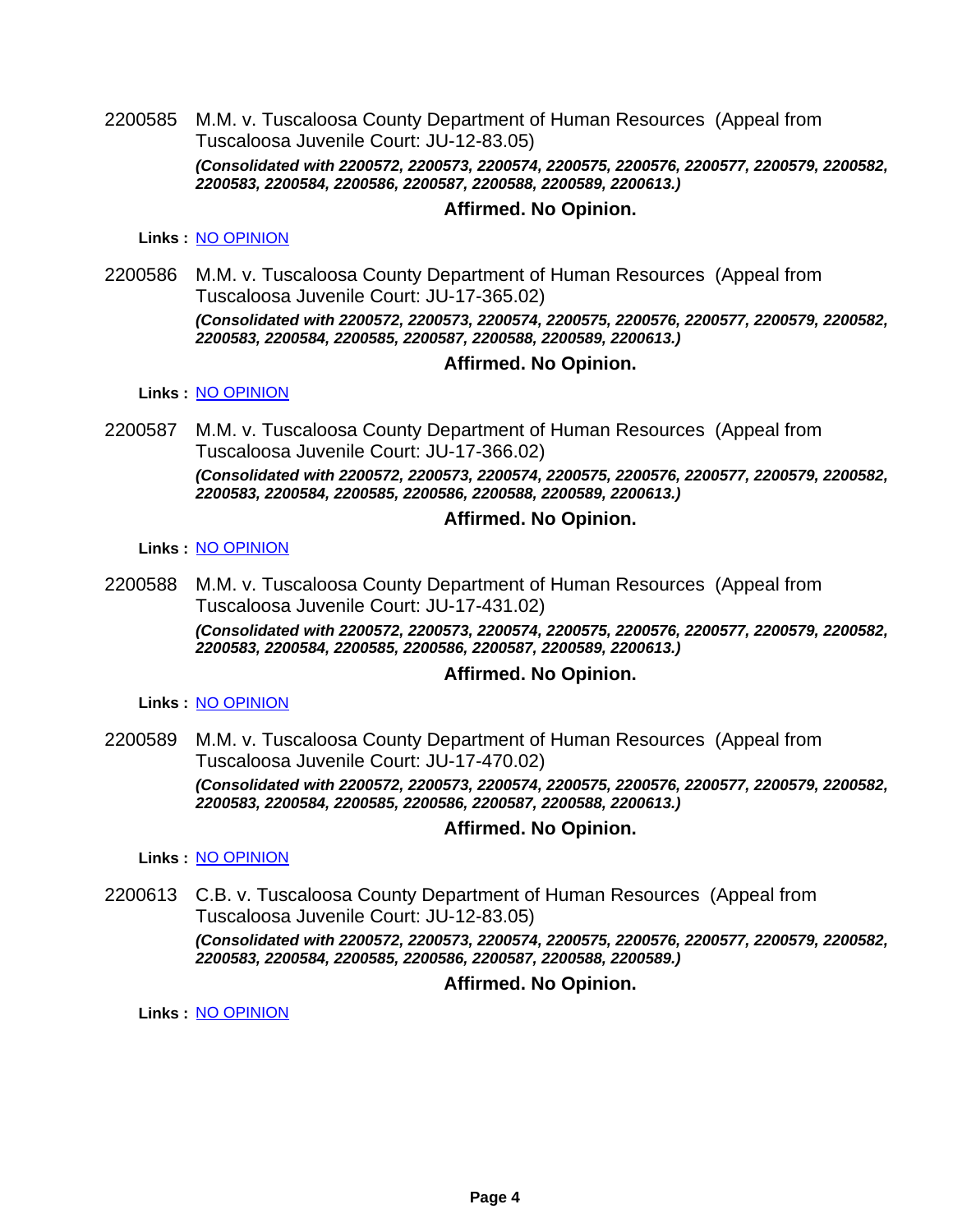2200585 M.M. v. Tuscaloosa County Department of Human Resources (Appeal from Tuscaloosa Juvenile Court: JU-12-83.05)

***(Consolidated with 2200572, 2200573, 2200574, 2200575, 2200576, 2200577, 2200579, 2200582, 2200583, 2200584, 2200586, 2200587, 2200588, 2200589, 2200613.)***

**Affirmed. No Opinion.**

**Links :** NO OPINION

2200586 M.M. v. Tuscaloosa County Department of Human Resources (Appeal from Tuscaloosa Juvenile Court: JU-17-365.02)

***(Consolidated with 2200572, 2200573, 2200574, 2200575, 2200576, 2200577, 2200579, 2200582, 2200583, 2200584, 2200585, 2200587, 2200588, 2200589, 2200613.)***

**Affirmed. No Opinion.**

**Links :** NO OPINION

2200587 M.M. v. Tuscaloosa County Department of Human Resources (Appeal from Tuscaloosa Juvenile Court: JU-17-366.02)

***(Consolidated with 2200572, 2200573, 2200574, 2200575, 2200576, 2200577, 2200579, 2200582, 2200583, 2200584, 2200585, 2200586, 2200588, 2200589, 2200613.)***

**Affirmed. No Opinion.**

**Links :** NO OPINION

2200588 M.M. v. Tuscaloosa County Department of Human Resources (Appeal from Tuscaloosa Juvenile Court: JU-17-431.02)

***(Consolidated with 2200572, 2200573, 2200574, 2200575, 2200576, 2200577, 2200579, 2200582, 2200583, 2200584, 2200585, 2200586, 2200587, 2200589, 2200613.)***

**Affirmed. No Opinion.**

**Links :** NO OPINION

2200589 M.M. v. Tuscaloosa County Department of Human Resources (Appeal from Tuscaloosa Juvenile Court: JU-17-470.02)

***(Consolidated with 2200572, 2200573, 2200574, 2200575, 2200576, 2200577, 2200579, 2200582, 2200583, 2200584, 2200585, 2200586, 2200587, 2200588, 2200613.)***

**Affirmed. No Opinion.**

**Links :** NO OPINION

2200613 C.B. v. Tuscaloosa County Department of Human Resources (Appeal from Tuscaloosa Juvenile Court: JU-12-83.05)

***(Consolidated with 2200572, 2200573, 2200574, 2200575, 2200576, 2200577, 2200579, 2200582, 2200583, 2200584, 2200585, 2200586, 2200587, 2200588, 2200589.)***

**Affirmed. No Opinion.**

**Links :** NO OPINION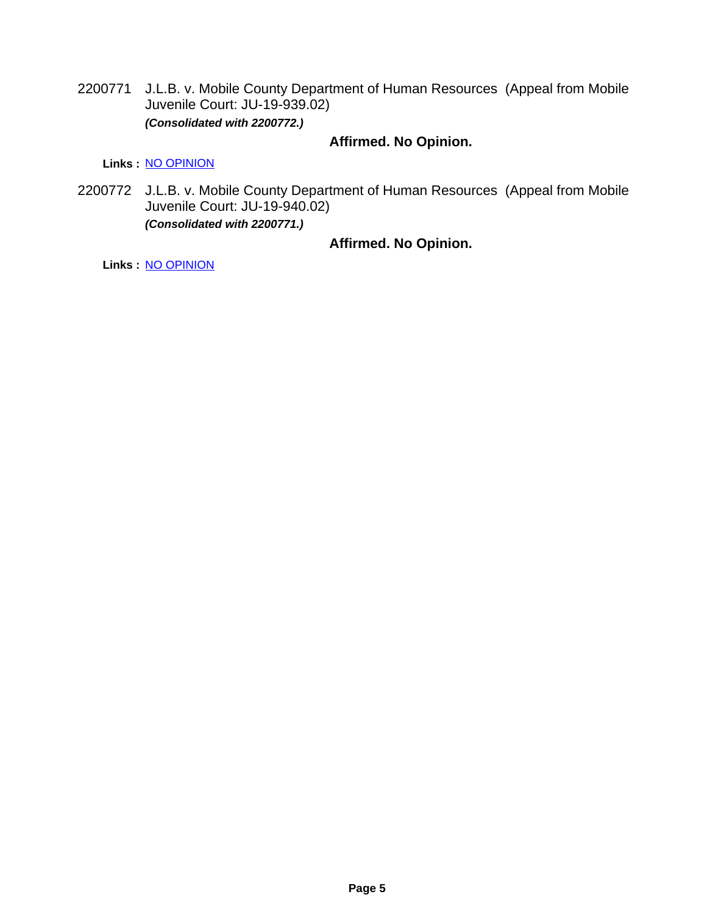2200771 J.L.B. v. Mobile County Department of Human Resources (Appeal from Mobile Juvenile Court: JU-19-939.02)
***(Consolidated with 2200772.)***

**Affirmed. No Opinion.**

**Links :** NO OPINION

2200772 J.L.B. v. Mobile County Department of Human Resources (Appeal from Mobile Juvenile Court: JU-19-940.02)
***(Consolidated with 2200771.)***

**Affirmed. No Opinion.**

**Links :** NO OPINION